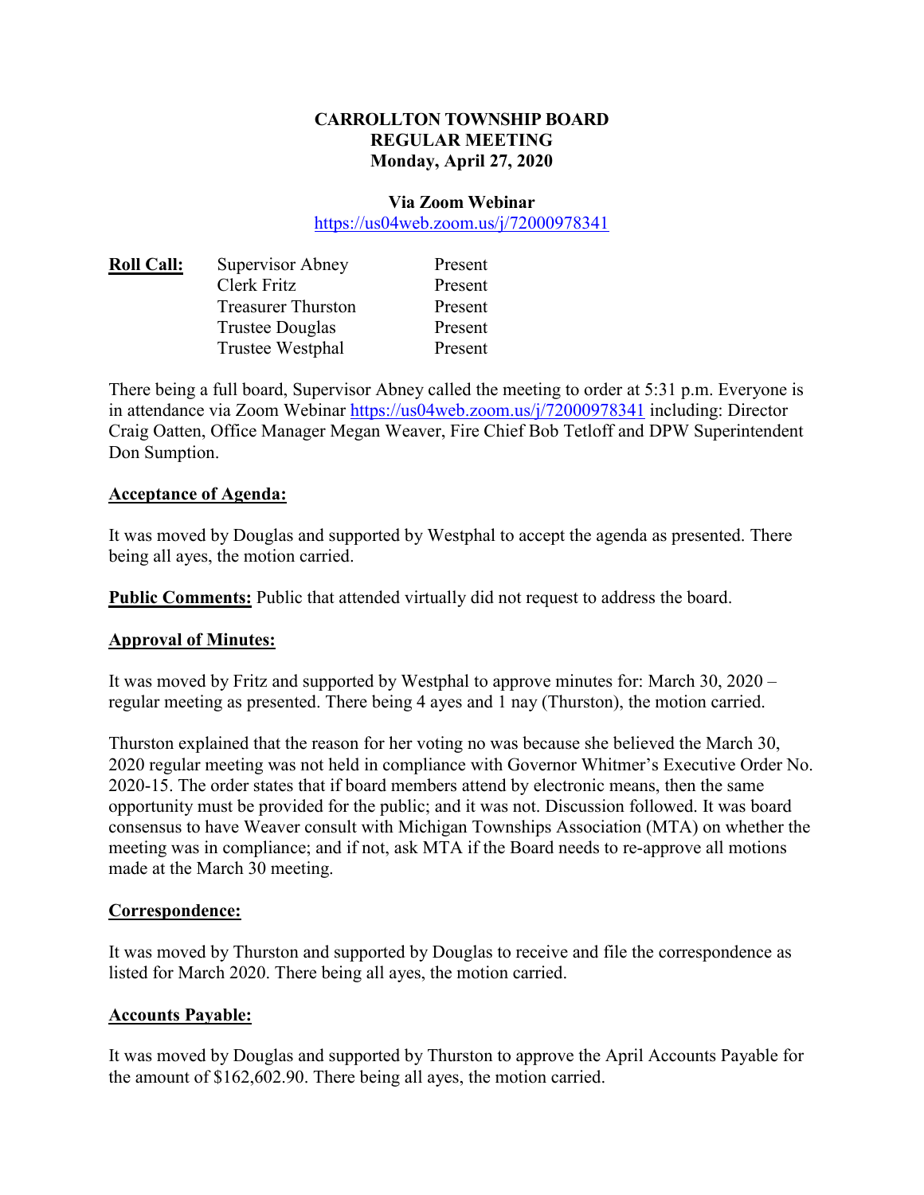# CARROLLTON TOWNSHIP BOARD
## REGULAR MEETING
### Monday, April 27, 2020

**Via Zoom Webinar**
https://us04web.zoom.us/j/72000978341

| **Roll Call:** | Supervisor Abney | Present |
| --- | --- | --- |
| | Clerk Fritz | Present |
| | Treasurer Thurston | Present |
| | Trustee Douglas | Present |
| | Trustee Westphal | Present |

There being a full board, Supervisor Abney called the meeting to order at 5:31 p.m. Everyone is in attendance via Zoom Webinar https://us04web.zoom.us/j/72000978341 including: Director Craig Oatten, Office Manager Megan Weaver, Fire Chief Bob Tetloff and DPW Superintendent Don Sumption.

**Acceptance of Agenda:**

It was moved by Douglas and supported by Westphal to accept the agenda as presented. There being all ayes, the motion carried.

**Public Comments:** Public that attended virtually did not request to address the board.

**Approval of Minutes:**

It was moved by Fritz and supported by Westphal to approve minutes for: March 30, 2020 – regular meeting as presented. There being 4 ayes and 1 nay (Thurston), the motion carried.

Thurston explained that the reason for her voting no was because she believed the March 30, 2020 regular meeting was not held in compliance with Governor Whitmer's Executive Order No. 2020-15. The order states that if board members attend by electronic means, then the same opportunity must be provided for the public; and it was not. Discussion followed. It was board consensus to have Weaver consult with Michigan Townships Association (MTA) on whether the meeting was in compliance; and if not, ask MTA if the Board needs to re-approve all motions made at the March 30 meeting.

**Correspondence:**

It was moved by Thurston and supported by Douglas to receive and file the correspondence as listed for March 2020. There being all ayes, the motion carried.

**Accounts Payable:**

It was moved by Douglas and supported by Thurston to approve the April Accounts Payable for the amount of $162,602.90. There being all ayes, the motion carried.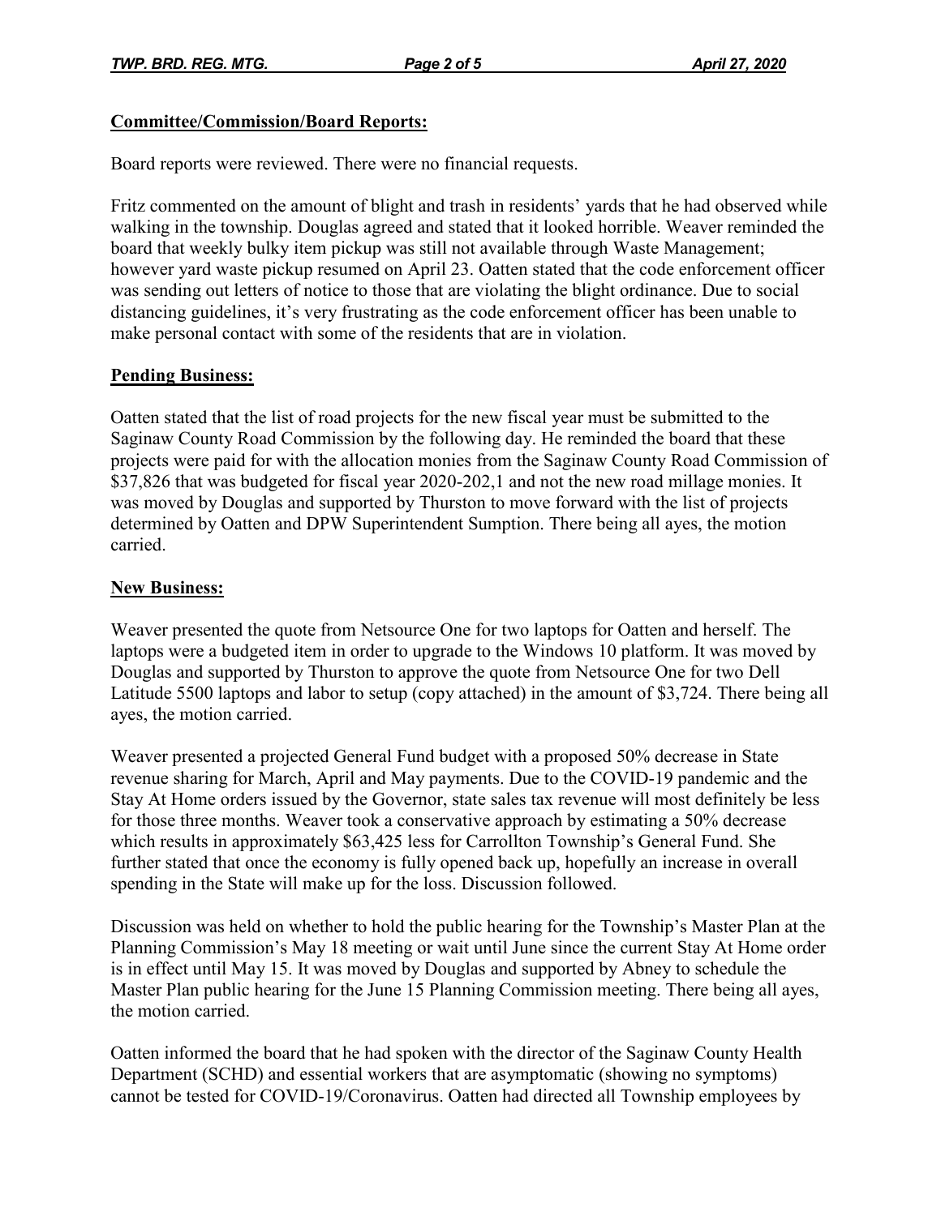**Committee/Commission/Board Reports:**

Board reports were reviewed. There were no financial requests.

Fritz commented on the amount of blight and trash in residents' yards that he had observed while walking in the township. Douglas agreed and stated that it looked horrible. Weaver reminded the board that weekly bulky item pickup was still not available through Waste Management; however yard waste pickup resumed on April 23. Oatten stated that the code enforcement officer was sending out letters of notice to those that are violating the blight ordinance. Due to social distancing guidelines, it's very frustrating as the code enforcement officer has been unable to make personal contact with some of the residents that are in violation.

**Pending Business:**

Oatten stated that the list of road projects for the new fiscal year must be submitted to the Saginaw County Road Commission by the following day. He reminded the board that these projects were paid for with the allocation monies from the Saginaw County Road Commission of $37,826 that was budgeted for fiscal year 2020-202,1 and not the new road millage monies. It was moved by Douglas and supported by Thurston to move forward with the list of projects determined by Oatten and DPW Superintendent Sumption. There being all ayes, the motion carried.

**New Business:**

Weaver presented the quote from Netsource One for two laptops for Oatten and herself. The laptops were a budgeted item in order to upgrade to the Windows 10 platform. It was moved by Douglas and supported by Thurston to approve the quote from Netsource One for two Dell Latitude 5500 laptops and labor to setup (copy attached) in the amount of $3,724. There being all ayes, the motion carried.

Weaver presented a projected General Fund budget with a proposed 50% decrease in State revenue sharing for March, April and May payments. Due to the COVID-19 pandemic and the Stay At Home orders issued by the Governor, state sales tax revenue will most definitely be less for those three months. Weaver took a conservative approach by estimating a 50% decrease which results in approximately $63,425 less for Carrollton Township's General Fund. She further stated that once the economy is fully opened back up, hopefully an increase in overall spending in the State will make up for the loss. Discussion followed.

Discussion was held on whether to hold the public hearing for the Township's Master Plan at the Planning Commission's May 18 meeting or wait until June since the current Stay At Home order is in effect until May 15. It was moved by Douglas and supported by Abney to schedule the Master Plan public hearing for the June 15 Planning Commission meeting. There being all ayes, the motion carried.

Oatten informed the board that he had spoken with the director of the Saginaw County Health Department (SCHD) and essential workers that are asymptomatic (showing no symptoms) cannot be tested for COVID-19/Coronavirus. Oatten had directed all Township employees by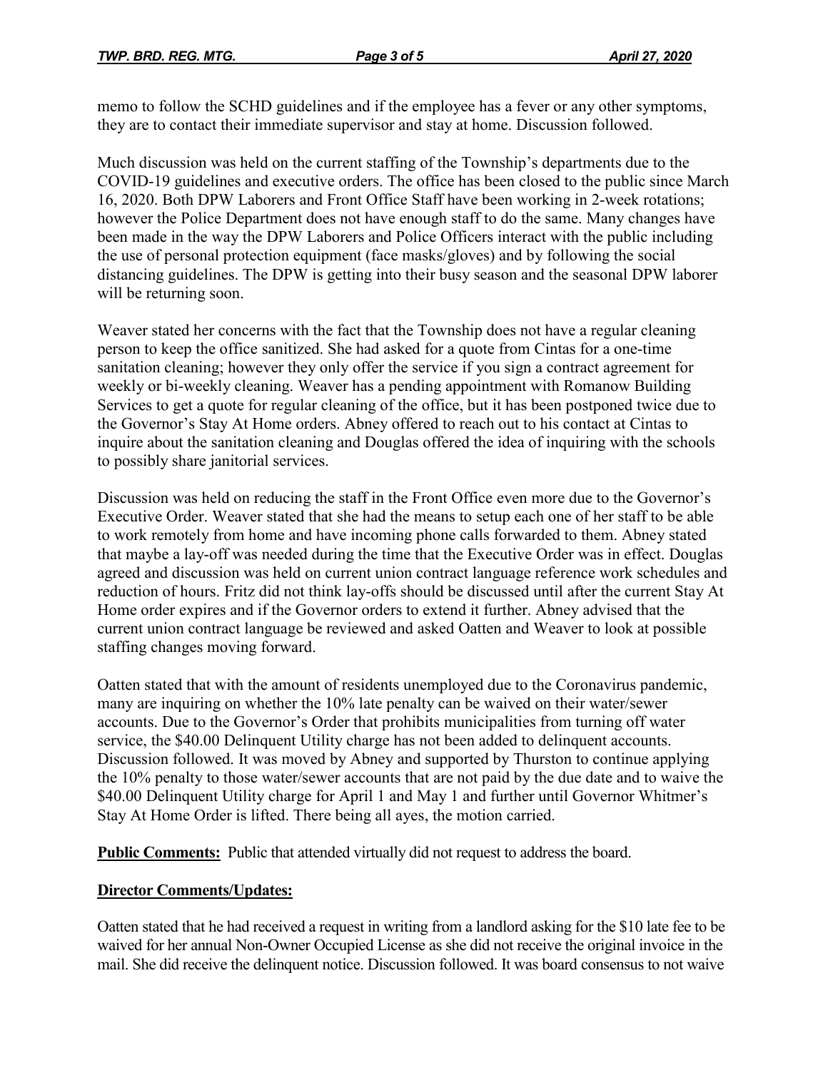memo to follow the SCHD guidelines and if the employee has a fever or any other symptoms, they are to contact their immediate supervisor and stay at home. Discussion followed.

Much discussion was held on the current staffing of the Township's departments due to the COVID-19 guidelines and executive orders. The office has been closed to the public since March 16, 2020. Both DPW Laborers and Front Office Staff have been working in 2-week rotations; however the Police Department does not have enough staff to do the same. Many changes have been made in the way the DPW Laborers and Police Officers interact with the public including the use of personal protection equipment (face masks/gloves) and by following the social distancing guidelines. The DPW is getting into their busy season and the seasonal DPW laborer will be returning soon.

Weaver stated her concerns with the fact that the Township does not have a regular cleaning person to keep the office sanitized. She had asked for a quote from Cintas for a one-time sanitation cleaning; however they only offer the service if you sign a contract agreement for weekly or bi-weekly cleaning. Weaver has a pending appointment with Romanow Building Services to get a quote for regular cleaning of the office, but it has been postponed twice due to the Governor's Stay At Home orders. Abney offered to reach out to his contact at Cintas to inquire about the sanitation cleaning and Douglas offered the idea of inquiring with the schools to possibly share janitorial services.

Discussion was held on reducing the staff in the Front Office even more due to the Governor's Executive Order. Weaver stated that she had the means to setup each one of her staff to be able to work remotely from home and have incoming phone calls forwarded to them. Abney stated that maybe a lay-off was needed during the time that the Executive Order was in effect. Douglas agreed and discussion was held on current union contract language reference work schedules and reduction of hours. Fritz did not think lay-offs should be discussed until after the current Stay At Home order expires and if the Governor orders to extend it further. Abney advised that the current union contract language be reviewed and asked Oatten and Weaver to look at possible staffing changes moving forward.

Oatten stated that with the amount of residents unemployed due to the Coronavirus pandemic, many are inquiring on whether the 10% late penalty can be waived on their water/sewer accounts. Due to the Governor's Order that prohibits municipalities from turning off water service, the $40.00 Delinquent Utility charge has not been added to delinquent accounts. Discussion followed. It was moved by Abney and supported by Thurston to continue applying the 10% penalty to those water/sewer accounts that are not paid by the due date and to waive the $40.00 Delinquent Utility charge for April 1 and May 1 and further until Governor Whitmer's Stay At Home Order is lifted. There being all ayes, the motion carried.

**Public Comments:** Public that attended virtually did not request to address the board.

**Director Comments/Updates:**

Oatten stated that he had received a request in writing from a landlord asking for the $10 late fee to be waived for her annual Non-Owner Occupied License as she did not receive the original invoice in the mail. She did receive the delinquent notice. Discussion followed. It was board consensus to not waive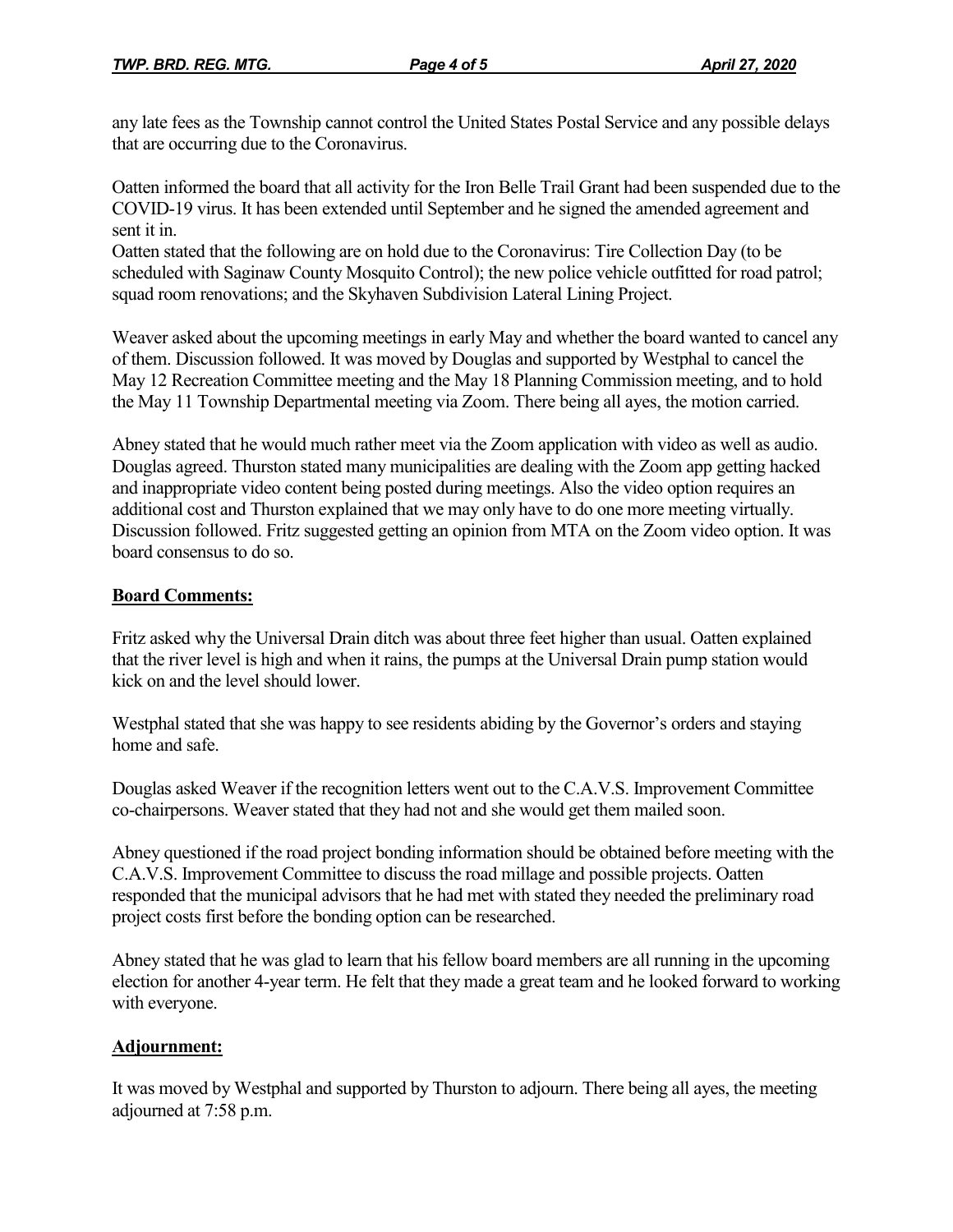any late fees as the Township cannot control the United States Postal Service and any possible delays that are occurring due to the Coronavirus.

Oatten informed the board that all activity for the Iron Belle Trail Grant had been suspended due to the COVID-19 virus. It has been extended until September and he signed the amended agreement and sent it in.

Oatten stated that the following are on hold due to the Coronavirus: Tire Collection Day (to be scheduled with Saginaw County Mosquito Control); the new police vehicle outfitted for road patrol; squad room renovations; and the Skyhaven Subdivision Lateral Lining Project.

Weaver asked about the upcoming meetings in early May and whether the board wanted to cancel any of them. Discussion followed. It was moved by Douglas and supported by Westphal to cancel the May 12 Recreation Committee meeting and the May 18 Planning Commission meeting, and to hold the May 11 Township Departmental meeting via Zoom. There being all ayes, the motion carried.

Abney stated that he would much rather meet via the Zoom application with video as well as audio. Douglas agreed. Thurston stated many municipalities are dealing with the Zoom app getting hacked and inappropriate video content being posted during meetings. Also the video option requires an additional cost and Thurston explained that we may only have to do one more meeting virtually. Discussion followed. Fritz suggested getting an opinion from MTA on the Zoom video option. It was board consensus to do so.

## Board Comments:

Fritz asked why the Universal Drain ditch was about three feet higher than usual. Oatten explained that the river level is high and when it rains, the pumps at the Universal Drain pump station would kick on and the level should lower.

Westphal stated that she was happy to see residents abiding by the Governor's orders and staying home and safe.

Douglas asked Weaver if the recognition letters went out to the C.A.V.S. Improvement Committee co-chairpersons. Weaver stated that they had not and she would get them mailed soon.

Abney questioned if the road project bonding information should be obtained before meeting with the C.A.V.S. Improvement Committee to discuss the road millage and possible projects. Oatten responded that the municipal advisors that he had met with stated they needed the preliminary road project costs first before the bonding option can be researched.

Abney stated that he was glad to learn that his fellow board members are all running in the upcoming election for another 4-year term. He felt that they made a great team and he looked forward to working with everyone.

## Adjournment:

It was moved by Westphal and supported by Thurston to adjourn. There being all ayes, the meeting adjourned at 7:58 p.m.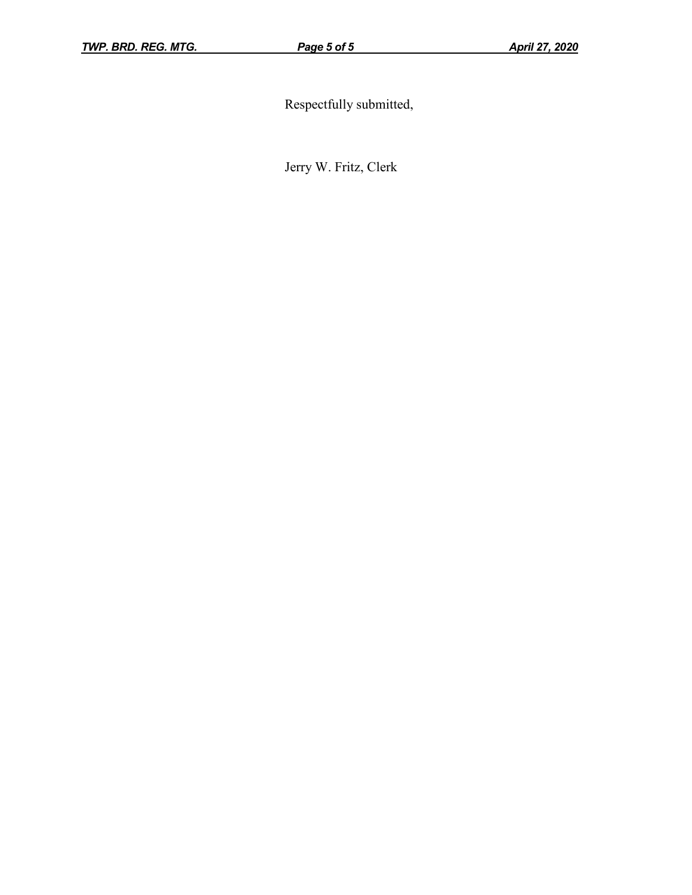Respectfully submitted,

Jerry W. Fritz, Clerk